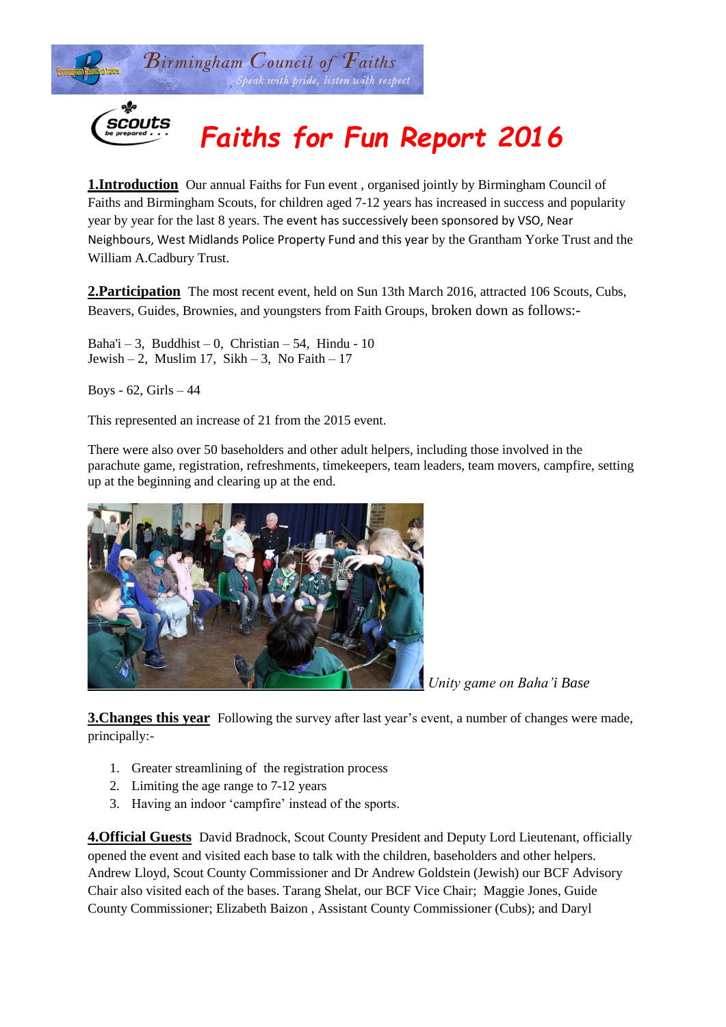Birmingham Council of Faiths

*Speak with pride, listen with respect*

# Faiths for Fun Report 2016

**1.Introduction** Our annual Faiths for Fun event , organised jointly by Birmingham Council of Faiths and Birmingham Scouts, for children aged 7-12 years has increased in success and popularity year by year for the last 8 years. The event has successively been sponsored by VSO, Near Neighbours, West Midlands Police Property Fund and this year by the Grantham Yorke Trust and the William A.Cadbury Trust.

**2.Participation** The most recent event, held on Sun 13th March 2016, attracted 106 Scouts, Cubs, Beavers, Guides, Brownies, and youngsters from Faith Groups, broken down as follows:-

Baha'i – 3, Buddhist – 0, Christian – 54, Hindu - 10
Jewish – 2, Muslim 17, Sikh – 3, No Faith – 17

Boys - 62, Girls – 44

This represented an increase of 21 from the 2015 event.

There were also over 50 baseholders and other adult helpers, including those involved in the parachute game, registration, refreshments, timekeepers, team leaders, team movers, campfire, setting up at the beginning and clearing up at the end.

*Unity game on Baha'i Base*

**3.Changes this year** Following the survey after last year's event, a number of changes were made, principally:-

1. Greater streamlining of the registration process
2. Limiting the age range to 7-12 years
3. Having an indoor 'campfire' instead of the sports.

**4.Official Guests** David Bradnock, Scout County President and Deputy Lord Lieutenant, officially opened the event and visited each base to talk with the children, baseholders and other helpers. Andrew Lloyd, Scout County Commissioner and Dr Andrew Goldstein (Jewish) our BCF Advisory Chair also visited each of the bases. Tarang Shelat, our BCF Vice Chair; Maggie Jones, Guide County Commissioner; Elizabeth Baizon , Assistant County Commissioner (Cubs); and Daryl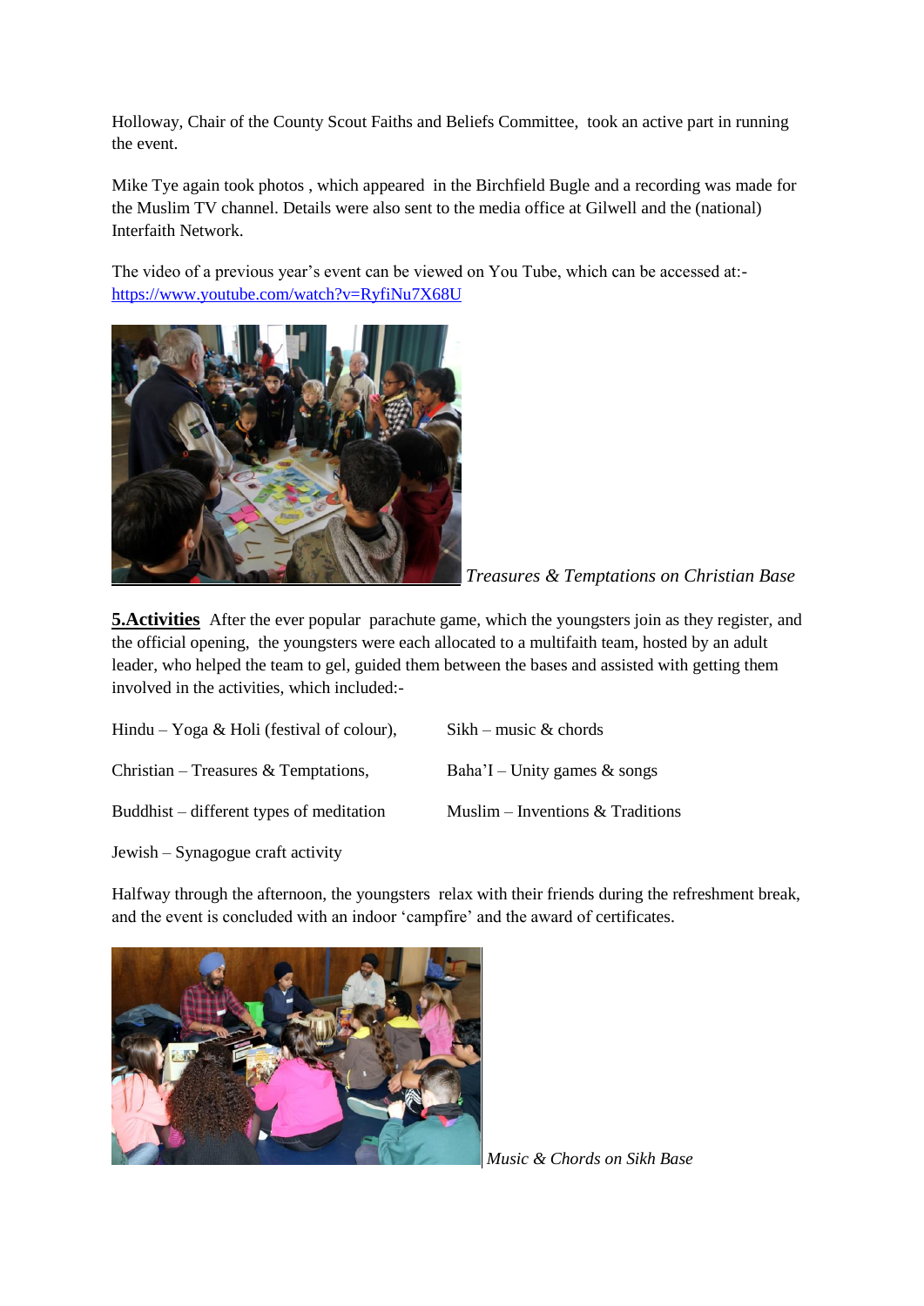Holloway, Chair of the County Scout Faiths and Beliefs Committee, took an active part in running the event.

Mike Tye again took photos , which appeared in the Birchfield Bugle and a recording was made for the Muslim TV channel. Details were also sent to the media office at Gilwell and the (national) Interfaith Network.

The video of a previous year's event can be viewed on You Tube, which can be accessed at:- [https://www.youtube.com/watch?v=RyfiNu7X68U](https://www.youtube.com/watch?v=RyfiNu7X68U)

*Treasures & Temptations on Christian Base*

**5.Activities** After the ever popular parachute game, which the youngsters join as they register, and the official opening, the youngsters were each allocated to a multifaith team, hosted by an adult leader, who helped the team to gel, guided them between the bases and assisted with getting them involved in the activities, which included:-

Hindu – Yoga & Holi (festival of colour),

Christian – Treasures & Temptations,

Buddhist – different types of meditation

Jewish – Synagogue craft activity

Sikh – music & chords

Baha'I – Unity games & songs

Muslim – Inventions & Traditions

Halfway through the afternoon, the youngsters relax with their friends during the refreshment break, and the event is concluded with an indoor 'campfire' and the award of certificates.

*Music & Chords on Sikh Base*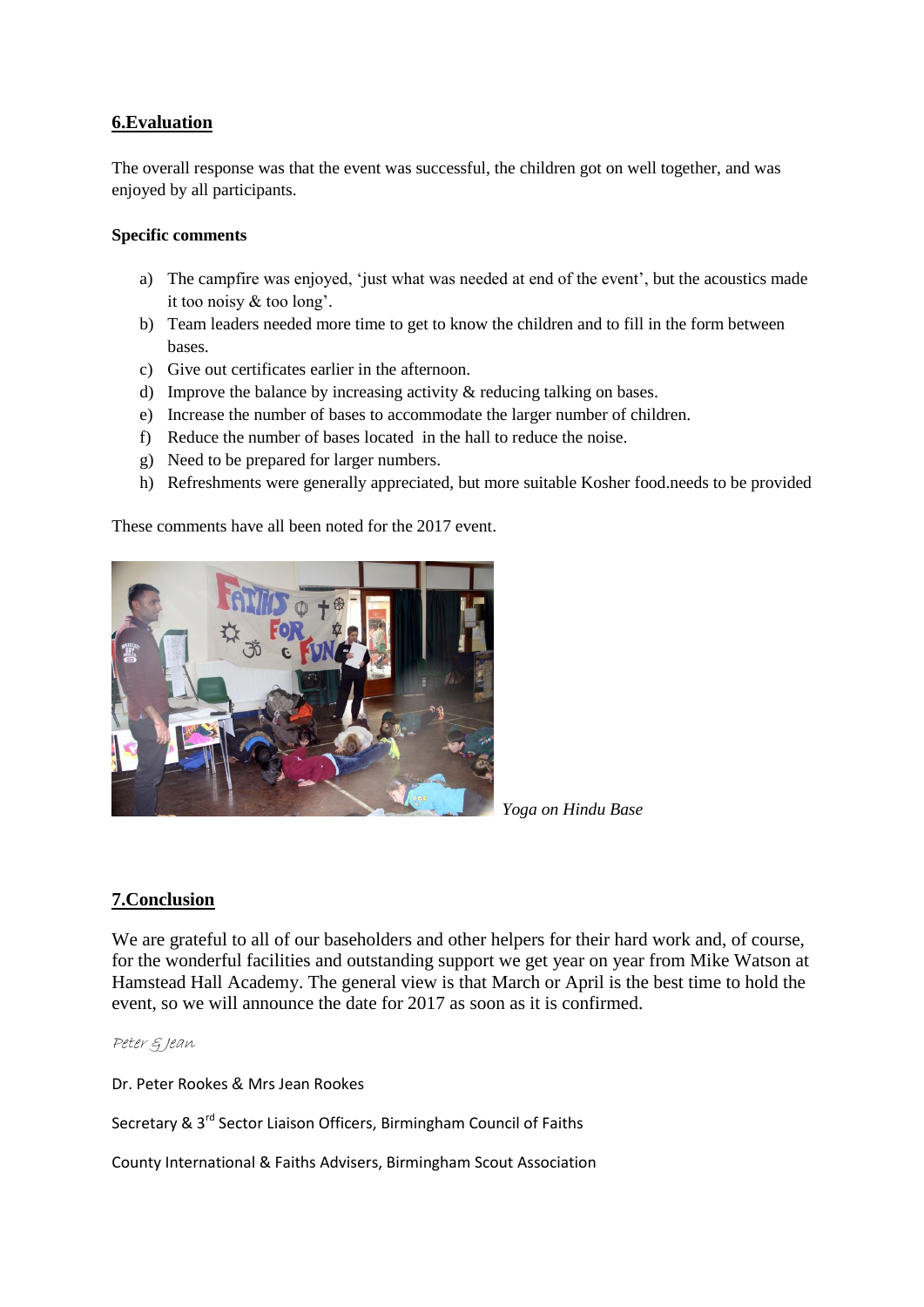## 6.Evaluation

The overall response was that the event was successful, the children got on well together, and was enjoyed by all participants.

**Specific comments**

a) The campfire was enjoyed, 'just what was needed at end of the event', but the acoustics made it too noisy & too long'.
b) Team leaders needed more time to get to know the children and to fill in the form between bases.
c) Give out certificates earlier in the afternoon.
d) Improve the balance by increasing activity & reducing talking on bases.
e) Increase the number of bases to accommodate the larger number of children.
f) Reduce the number of bases located in the hall to reduce the noise.
g) Need to be prepared for larger numbers.
h) Refreshments were generally appreciated, but more suitable Kosher food.needs to be provided

These comments have all been noted for the 2017 event.

*Yoga on Hindu Base*

## 7.Conclusion

We are grateful to all of our baseholders and other helpers for their hard work and, of course, for the wonderful facilities and outstanding support we get year on year from Mike Watson at Hamstead Hall Academy. The general view is that March or April is the best time to hold the event, so we will announce the date for 2017 as soon as it is confirmed.

*Peter & Jean*

Dr. Peter Rookes & Mrs Jean Rookes

Secretary & 3rd Sector Liaison Officers, Birmingham Council of Faiths

County International & Faiths Advisers, Birmingham Scout Association